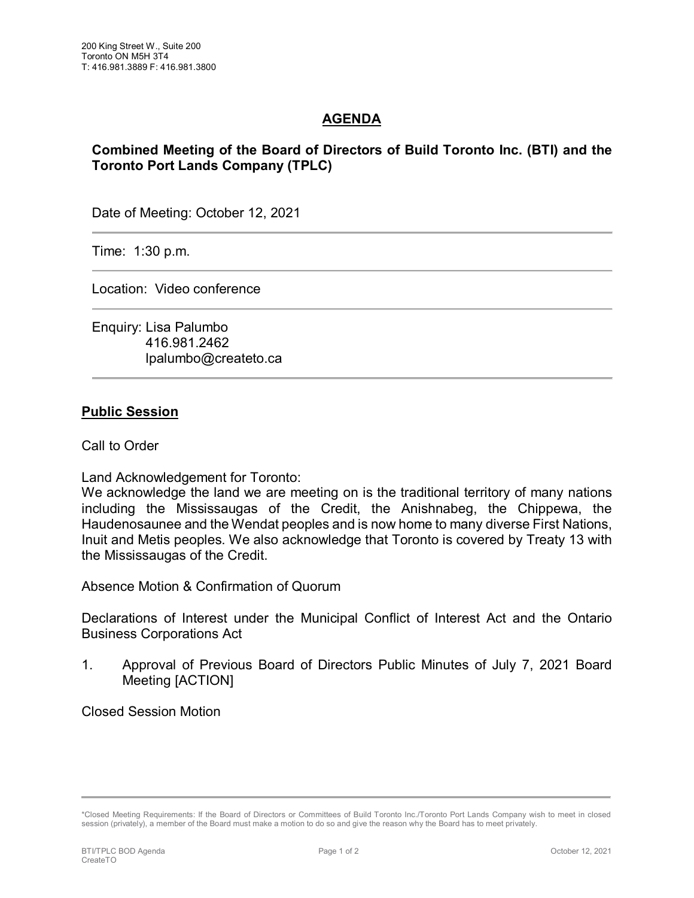200 King Street W., Suite 200
Toronto ON M5H 3T4
T: 416.981.3889 F: 416.981.3800

# AGENDA

## Combined Meeting of the Board of Directors of Build Toronto Inc. (BTI) and the Toronto Port Lands Company (TPLC)

Date of Meeting: October 12, 2021

---

Time: 1:30 p.m.

---

Location: Video conference

---

Enquiry: Lisa Palumbo
416.981.2462
lpalumbo@createto.ca

---

**Public Session**

Call to Order

Land Acknowledgement for Toronto:
We acknowledge the land we are meeting on is the traditional territory of many nations including the Mississaugas of the Credit, the Anishnabeg, the Chippewa, the Haudenosaunee and the Wendat peoples and is now home to many diverse First Nations, Inuit and Metis peoples. We also acknowledge that Toronto is covered by Treaty 13 with the Mississaugas of the Credit.

Absence Motion & Confirmation of Quorum

Declarations of Interest under the Municipal Conflict of Interest Act and the Ontario Business Corporations Act

1. Approval of Previous Board of Directors Public Minutes of July 7, 2021 Board Meeting [ACTION]

Closed Session Motion

---

*Closed Meeting Requirements: If the Board of Directors or Committees of Build Toronto Inc./Toronto Port Lands Company wish to meet in closed session (privately), a member of the Board must make a motion to do so and give the reason why the Board has to meet privately.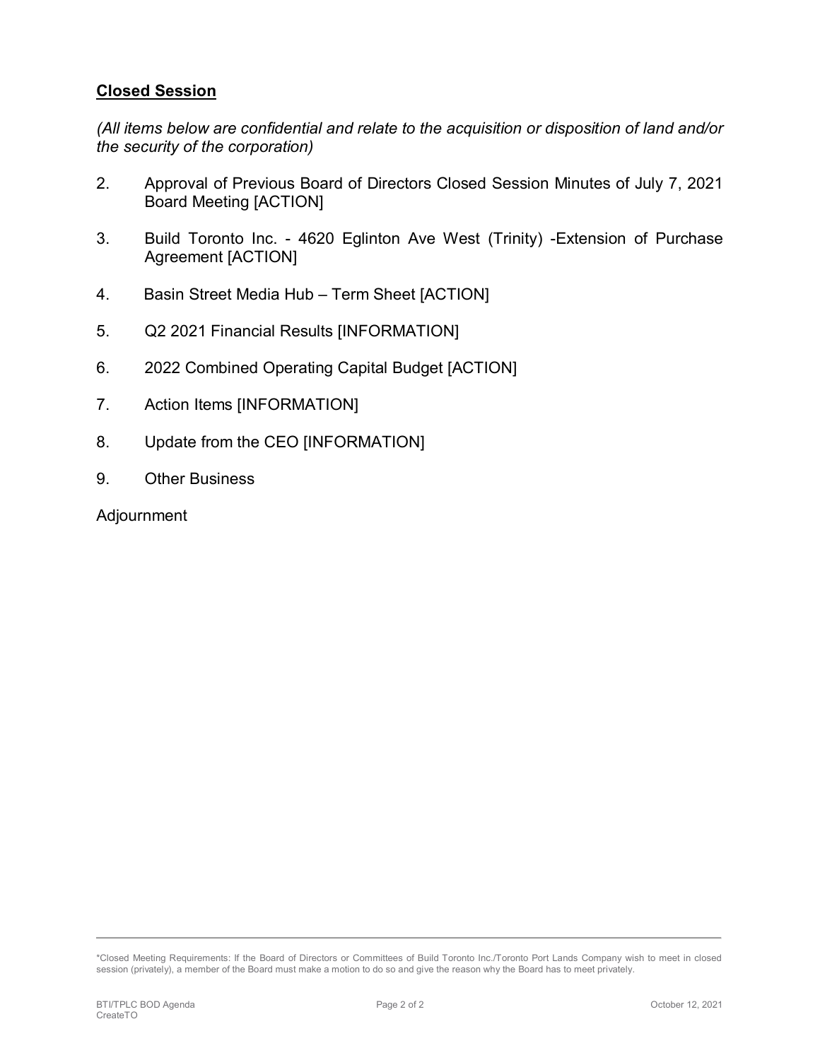**Closed Session**

*(All items below are confidential and relate to the acquisition or disposition of land and/or the security of the corporation)*

2. Approval of Previous Board of Directors Closed Session Minutes of July 7, 2021 Board Meeting [ACTION]

3. Build Toronto Inc. - 4620 Eglinton Ave West (Trinity) -Extension of Purchase Agreement [ACTION]

4. Basin Street Media Hub – Term Sheet [ACTION]

5. Q2 2021 Financial Results [INFORMATION]

6. 2022 Combined Operating Capital Budget [ACTION]

7. Action Items [INFORMATION]

8. Update from the CEO [INFORMATION]

9. Other Business

Adjournment

---

*Closed Meeting Requirements: If the Board of Directors or Committees of Build Toronto Inc./Toronto Port Lands Company wish to meet in closed session (privately), a member of the Board must make a motion to do so and give the reason why the Board has to meet privately.